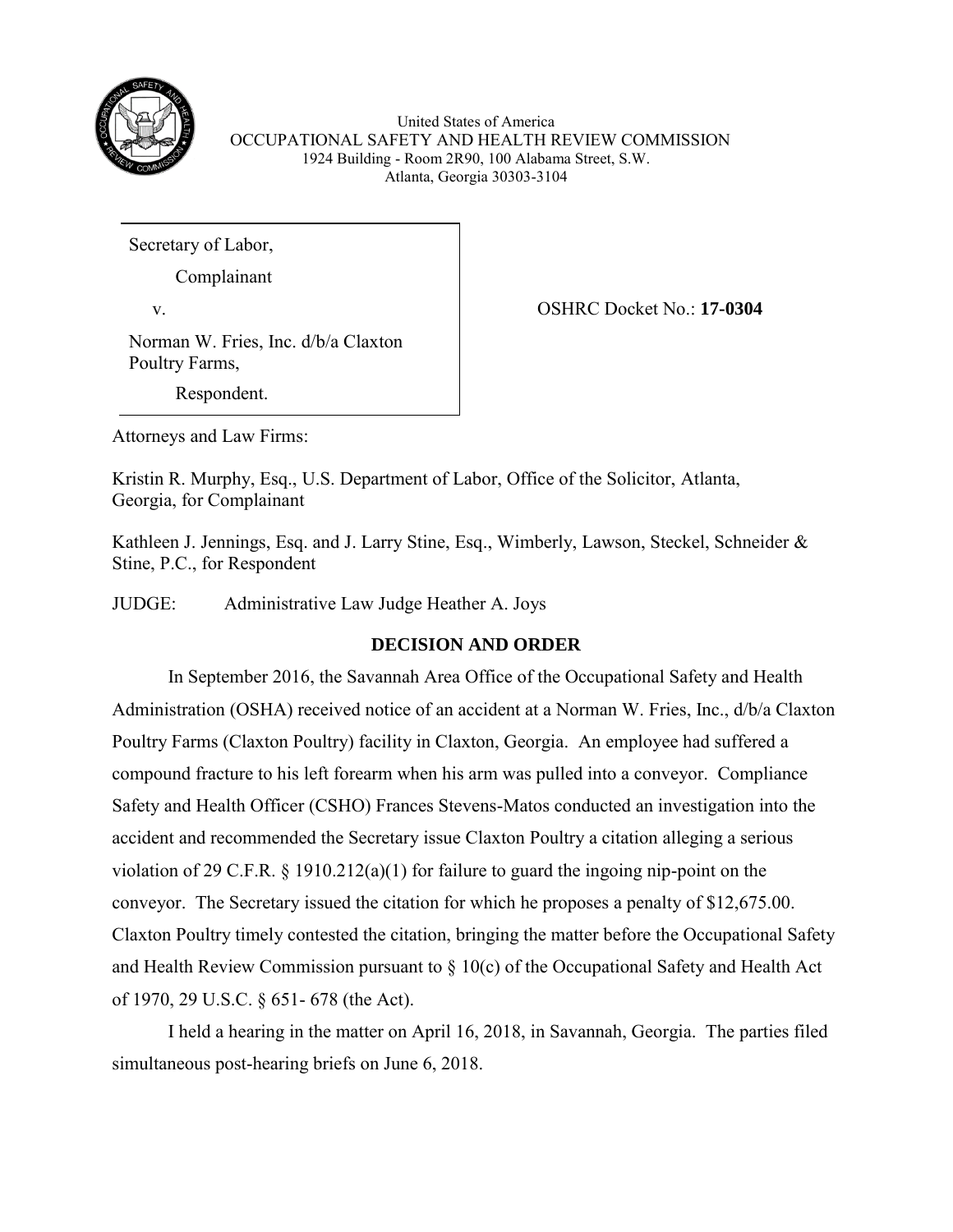United States of America
OCCUPATIONAL SAFETY AND HEALTH REVIEW COMMISSION
1924 Building - Room 2R90, 100 Alabama Street, S.W.
Atlanta, Georgia 30303-3104

Secretary of Labor,

Complainant

v.

Norman W. Fries, Inc. d/b/a Claxton Poultry Farms,

Respondent.

OSHRC Docket No.: **17-0304**

Attorneys and Law Firms:

Kristin R. Murphy, Esq., U.S. Department of Labor, Office of the Solicitor, Atlanta, Georgia, for Complainant

Kathleen J. Jennings, Esq. and J. Larry Stine, Esq., Wimberly, Lawson, Steckel, Schneider & Stine, P.C., for Respondent

JUDGE: Administrative Law Judge Heather A. Joys

## DECISION AND ORDER

In September 2016, the Savannah Area Office of the Occupational Safety and Health Administration (OSHA) received notice of an accident at a Norman W. Fries, Inc., d/b/a Claxton Poultry Farms (Claxton Poultry) facility in Claxton, Georgia. An employee had suffered a compound fracture to his left forearm when his arm was pulled into a conveyor. Compliance Safety and Health Officer (CSHO) Frances Stevens-Matos conducted an investigation into the accident and recommended the Secretary issue Claxton Poultry a citation alleging a serious violation of 29 C.F.R. § 1910.212(a)(1) for failure to guard the ingoing nip-point on the conveyor. The Secretary issued the citation for which he proposes a penalty of $12,675.00. Claxton Poultry timely contested the citation, bringing the matter before the Occupational Safety and Health Review Commission pursuant to § 10(c) of the Occupational Safety and Health Act of 1970, 29 U.S.C. § 651- 678 (the Act).

I held a hearing in the matter on April 16, 2018, in Savannah, Georgia. The parties filed simultaneous post-hearing briefs on June 6, 2018.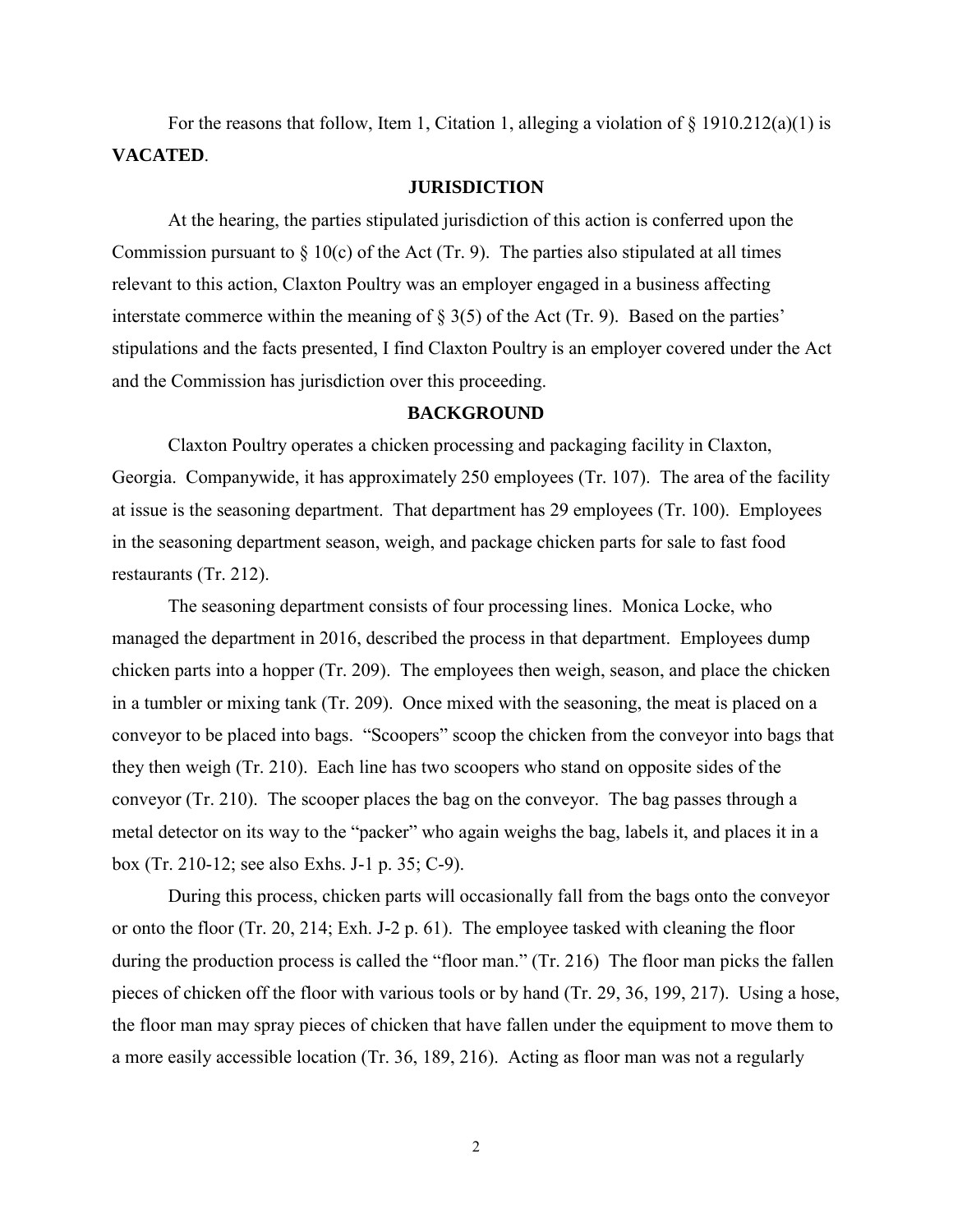For the reasons that follow, Item 1, Citation 1, alleging a violation of § 1910.212(a)(1) is **VACATED**.

## JURISDICTION

At the hearing, the parties stipulated jurisdiction of this action is conferred upon the Commission pursuant to § 10(c) of the Act (Tr. 9). The parties also stipulated at all times relevant to this action, Claxton Poultry was an employer engaged in a business affecting interstate commerce within the meaning of § 3(5) of the Act (Tr. 9). Based on the parties' stipulations and the facts presented, I find Claxton Poultry is an employer covered under the Act and the Commission has jurisdiction over this proceeding.

## BACKGROUND

Claxton Poultry operates a chicken processing and packaging facility in Claxton, Georgia. Companywide, it has approximately 250 employees (Tr. 107). The area of the facility at issue is the seasoning department. That department has 29 employees (Tr. 100). Employees in the seasoning department season, weigh, and package chicken parts for sale to fast food restaurants (Tr. 212).

The seasoning department consists of four processing lines. Monica Locke, who managed the department in 2016, described the process in that department. Employees dump chicken parts into a hopper (Tr. 209). The employees then weigh, season, and place the chicken in a tumbler or mixing tank (Tr. 209). Once mixed with the seasoning, the meat is placed on a conveyor to be placed into bags. "Scoopers" scoop the chicken from the conveyor into bags that they then weigh (Tr. 210). Each line has two scoopers who stand on opposite sides of the conveyor (Tr. 210). The scooper places the bag on the conveyor. The bag passes through a metal detector on its way to the "packer" who again weighs the bag, labels it, and places it in a box (Tr. 210-12; see also Exhs. J-1 p. 35; C-9).

During this process, chicken parts will occasionally fall from the bags onto the conveyor or onto the floor (Tr. 20, 214; Exh. J-2 p. 61). The employee tasked with cleaning the floor during the production process is called the "floor man." (Tr. 216) The floor man picks the fallen pieces of chicken off the floor with various tools or by hand (Tr. 29, 36, 199, 217). Using a hose, the floor man may spray pieces of chicken that have fallen under the equipment to move them to a more easily accessible location (Tr. 36, 189, 216). Acting as floor man was not a regularly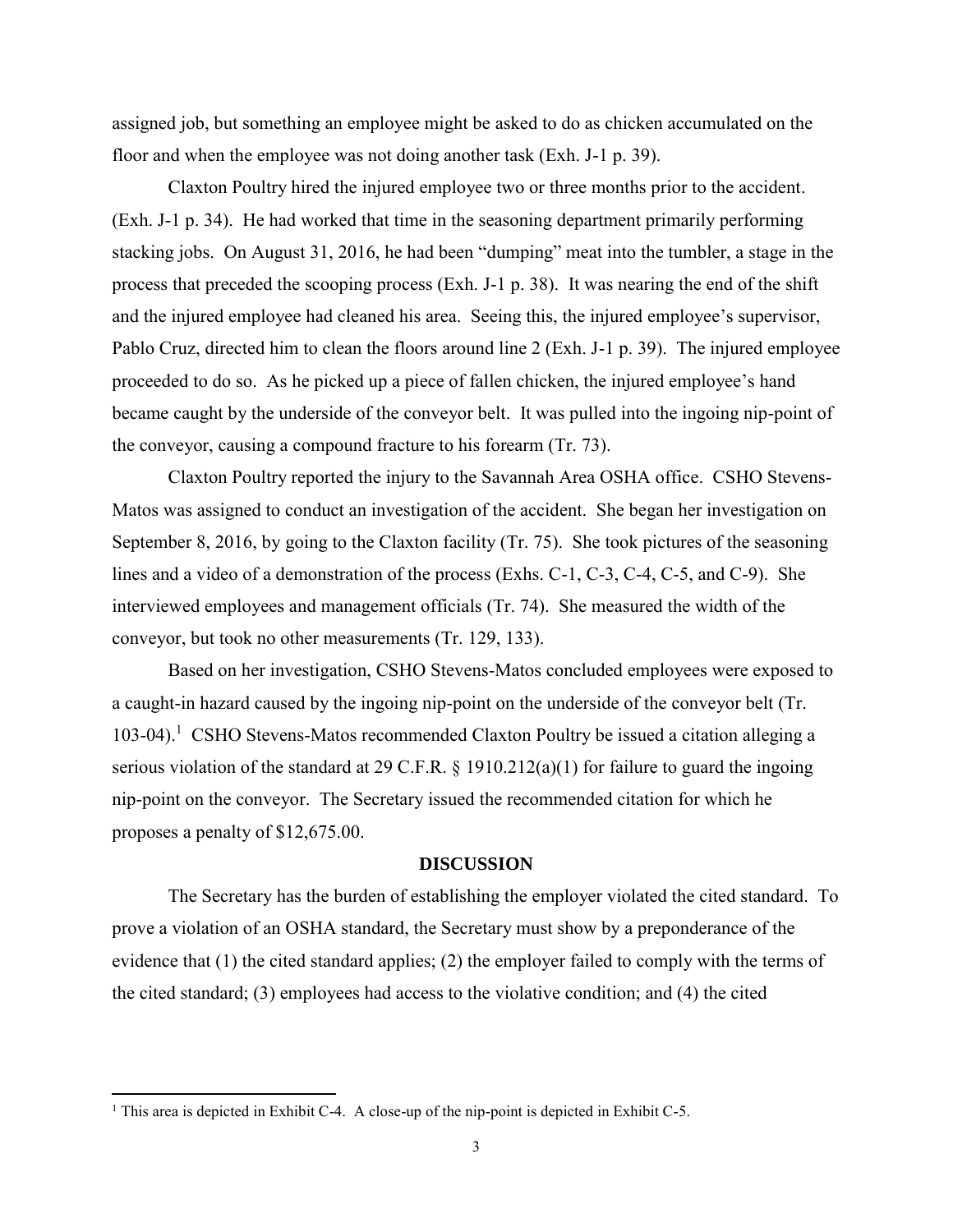assigned job, but something an employee might be asked to do as chicken accumulated on the floor and when the employee was not doing another task (Exh. J-1 p. 39).

Claxton Poultry hired the injured employee two or three months prior to the accident. (Exh. J-1 p. 34). He had worked that time in the seasoning department primarily performing stacking jobs. On August 31, 2016, he had been "dumping" meat into the tumbler, a stage in the process that preceded the scooping process (Exh. J-1 p. 38). It was nearing the end of the shift and the injured employee had cleaned his area. Seeing this, the injured employee's supervisor, Pablo Cruz, directed him to clean the floors around line 2 (Exh. J-1 p. 39). The injured employee proceeded to do so. As he picked up a piece of fallen chicken, the injured employee's hand became caught by the underside of the conveyor belt. It was pulled into the ingoing nip-point of the conveyor, causing a compound fracture to his forearm (Tr. 73).

Claxton Poultry reported the injury to the Savannah Area OSHA office. CSHO Stevens-Matos was assigned to conduct an investigation of the accident. She began her investigation on September 8, 2016, by going to the Claxton facility (Tr. 75). She took pictures of the seasoning lines and a video of a demonstration of the process (Exhs. C-1, C-3, C-4, C-5, and C-9). She interviewed employees and management officials (Tr. 74). She measured the width of the conveyor, but took no other measurements (Tr. 129, 133).

Based on her investigation, CSHO Stevens-Matos concluded employees were exposed to a caught-in hazard caused by the ingoing nip-point on the underside of the conveyor belt (Tr. 103-04).[1] CSHO Stevens-Matos recommended Claxton Poultry be issued a citation alleging a serious violation of the standard at 29 C.F.R. § 1910.212(a)(1) for failure to guard the ingoing nip-point on the conveyor. The Secretary issued the recommended citation for which he proposes a penalty of $12,675.00.

## DISCUSSION

The Secretary has the burden of establishing the employer violated the cited standard. To prove a violation of an OSHA standard, the Secretary must show by a preponderance of the evidence that (1) the cited standard applies; (2) the employer failed to comply with the terms of the cited standard; (3) employees had access to the violative condition; and (4) the cited

[1] This area is depicted in Exhibit C-4. A close-up of the nip-point is depicted in Exhibit C-5.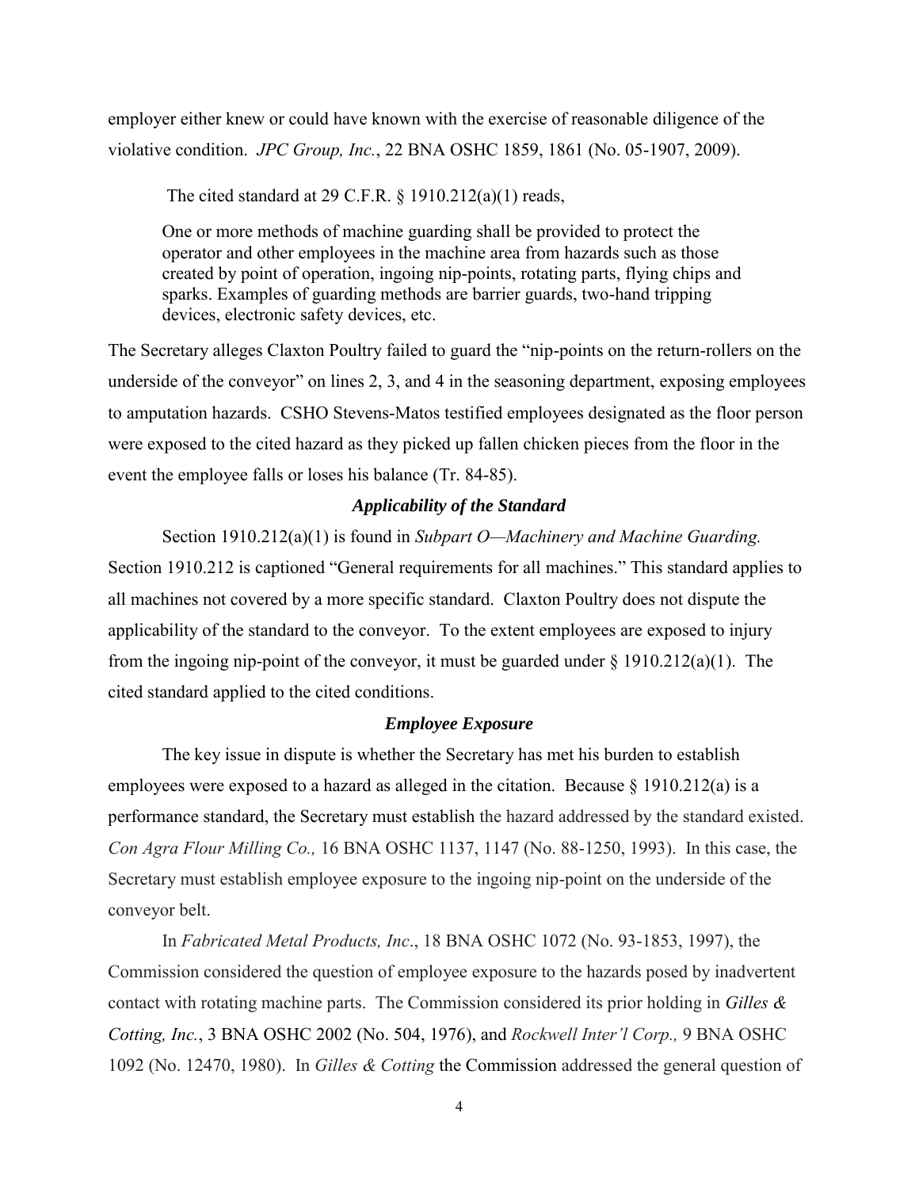employer either knew or could have known with the exercise of reasonable diligence of the violative condition. *JPC Group, Inc.*, 22 BNA OSHC 1859, 1861 (No. 05-1907, 2009).

The cited standard at 29 C.F.R. § 1910.212(a)(1) reads,

> One or more methods of machine guarding shall be provided to protect the operator and other employees in the machine area from hazards such as those created by point of operation, ingoing nip-points, rotating parts, flying chips and sparks. Examples of guarding methods are barrier guards, two-hand tripping devices, electronic safety devices, etc.

The Secretary alleges Claxton Poultry failed to guard the "nip-points on the return-rollers on the underside of the conveyor" on lines 2, 3, and 4 in the seasoning department, exposing employees to amputation hazards. CSHO Stevens-Matos testified employees designated as the floor person were exposed to the cited hazard as they picked up fallen chicken pieces from the floor in the event the employee falls or loses his balance (Tr. 84-85).

### *Applicability of the Standard*

Section 1910.212(a)(1) is found in *Subpart O—Machinery and Machine Guarding.* Section 1910.212 is captioned "General requirements for all machines." This standard applies to all machines not covered by a more specific standard. Claxton Poultry does not dispute the applicability of the standard to the conveyor. To the extent employees are exposed to injury from the ingoing nip-point of the conveyor, it must be guarded under § 1910.212(a)(1). The cited standard applied to the cited conditions.

### *Employee Exposure*

The key issue in dispute is whether the Secretary has met his burden to establish employees were exposed to a hazard as alleged in the citation. Because § 1910.212(a) is a performance standard, the Secretary must establish the hazard addressed by the standard existed. *Con Agra Flour Milling Co.,* 16 BNA OSHC 1137, 1147 (No. 88-1250, 1993). In this case, the Secretary must establish employee exposure to the ingoing nip-point on the underside of the conveyor belt.

In *Fabricated Metal Products, Inc*., 18 BNA OSHC 1072 (No. 93-1853, 1997), the Commission considered the question of employee exposure to the hazards posed by inadvertent contact with rotating machine parts. The Commission considered its prior holding in *Gilles & Cotting, Inc.*, 3 BNA OSHC 2002 (No. 504, 1976), and *Rockwell Inter'l Corp.,* 9 BNA OSHC 1092 (No. 12470, 1980). In *Gilles & Cotting* the Commission addressed the general question of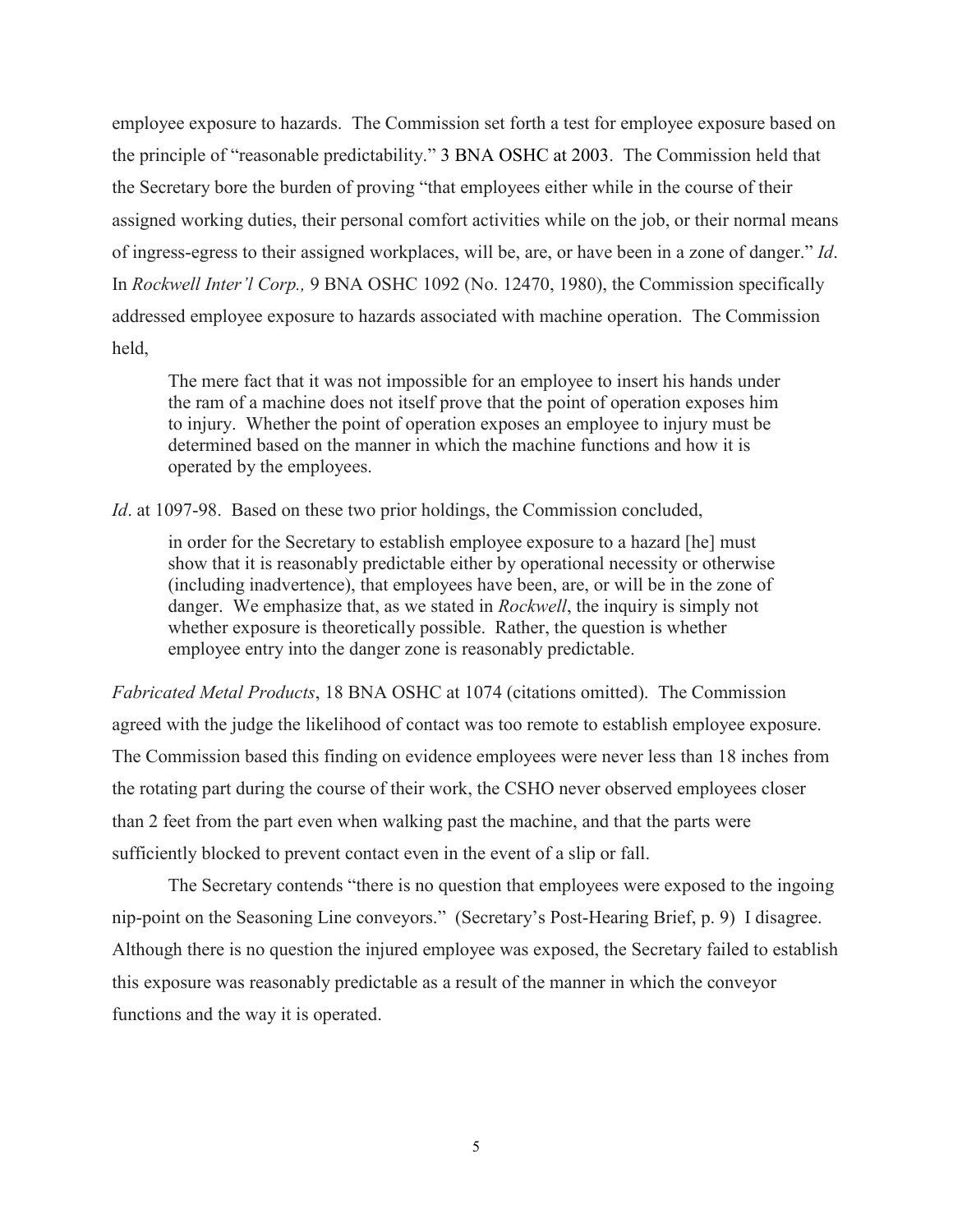employee exposure to hazards. The Commission set forth a test for employee exposure based on the principle of "reasonable predictability." 3 BNA OSHC at 2003. The Commission held that the Secretary bore the burden of proving "that employees either while in the course of their assigned working duties, their personal comfort activities while on the job, or their normal means of ingress-egress to their assigned workplaces, will be, are, or have been in a zone of danger." *Id*. In *Rockwell Inter'l Corp.,* 9 BNA OSHC 1092 (No. 12470, 1980), the Commission specifically addressed employee exposure to hazards associated with machine operation. The Commission held,

> The mere fact that it was not impossible for an employee to insert his hands under the ram of a machine does not itself prove that the point of operation exposes him to injury. Whether the point of operation exposes an employee to injury must be determined based on the manner in which the machine functions and how it is operated by the employees.

*Id*. at 1097-98. Based on these two prior holdings, the Commission concluded,

> in order for the Secretary to establish employee exposure to a hazard [he] must show that it is reasonably predictable either by operational necessity or otherwise (including inadvertence), that employees have been, are, or will be in the zone of danger. We emphasize that, as we stated in *Rockwell*, the inquiry is simply not whether exposure is theoretically possible. Rather, the question is whether employee entry into the danger zone is reasonably predictable.

*Fabricated Metal Products*, 18 BNA OSHC at 1074 (citations omitted). The Commission agreed with the judge the likelihood of contact was too remote to establish employee exposure. The Commission based this finding on evidence employees were never less than 18 inches from the rotating part during the course of their work, the CSHO never observed employees closer than 2 feet from the part even when walking past the machine, and that the parts were sufficiently blocked to prevent contact even in the event of a slip or fall.

The Secretary contends "there is no question that employees were exposed to the ingoing nip-point on the Seasoning Line conveyors." (Secretary's Post-Hearing Brief, p. 9) I disagree. Although there is no question the injured employee was exposed, the Secretary failed to establish this exposure was reasonably predictable as a result of the manner in which the conveyor functions and the way it is operated.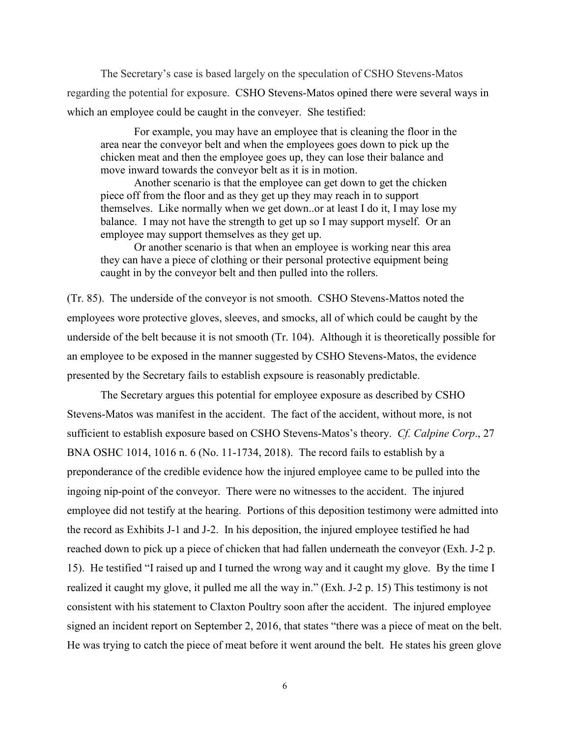The Secretary's case is based largely on the speculation of CSHO Stevens-Matos regarding the potential for exposure. CSHO Stevens-Matos opined there were several ways in which an employee could be caught in the conveyer. She testified:

> For example, you may have an employee that is cleaning the floor in the area near the conveyor belt and when the employees goes down to pick up the chicken meat and then the employee goes up, they can lose their balance and move inward towards the conveyor belt as it is in motion.
>
> Another scenario is that the employee can get down to get the chicken piece off from the floor and as they get up they may reach in to support themselves. Like normally when we get down..or at least I do it, I may lose my balance. I may not have the strength to get up so I may support myself. Or an employee may support themselves as they get up.
>
> Or another scenario is that when an employee is working near this area they can have a piece of clothing or their personal protective equipment being caught in by the conveyor belt and then pulled into the rollers.

(Tr. 85). The underside of the conveyor is not smooth. CSHO Stevens-Mattos noted the employees wore protective gloves, sleeves, and smocks, all of which could be caught by the underside of the belt because it is not smooth (Tr. 104). Although it is theoretically possible for an employee to be exposed in the manner suggested by CSHO Stevens-Matos, the evidence presented by the Secretary fails to establish expsoure is reasonably predictable.

The Secretary argues this potential for employee exposure as described by CSHO Stevens-Matos was manifest in the accident. The fact of the accident, without more, is not sufficient to establish exposure based on CSHO Stevens-Matos's theory. *Cf. Calpine Corp*., 27 BNA OSHC 1014, 1016 n. 6 (No. 11-1734, 2018). The record fails to establish by a preponderance of the credible evidence how the injured employee came to be pulled into the ingoing nip-point of the conveyor. There were no witnesses to the accident. The injured employee did not testify at the hearing. Portions of this deposition testimony were admitted into the record as Exhibits J-1 and J-2. In his deposition, the injured employee testified he had reached down to pick up a piece of chicken that had fallen underneath the conveyor (Exh. J-2 p. 15). He testified "I raised up and I turned the wrong way and it caught my glove. By the time I realized it caught my glove, it pulled me all the way in." (Exh. J-2 p. 15) This testimony is not consistent with his statement to Claxton Poultry soon after the accident. The injured employee signed an incident report on September 2, 2016, that states "there was a piece of meat on the belt. He was trying to catch the piece of meat before it went around the belt. He states his green glove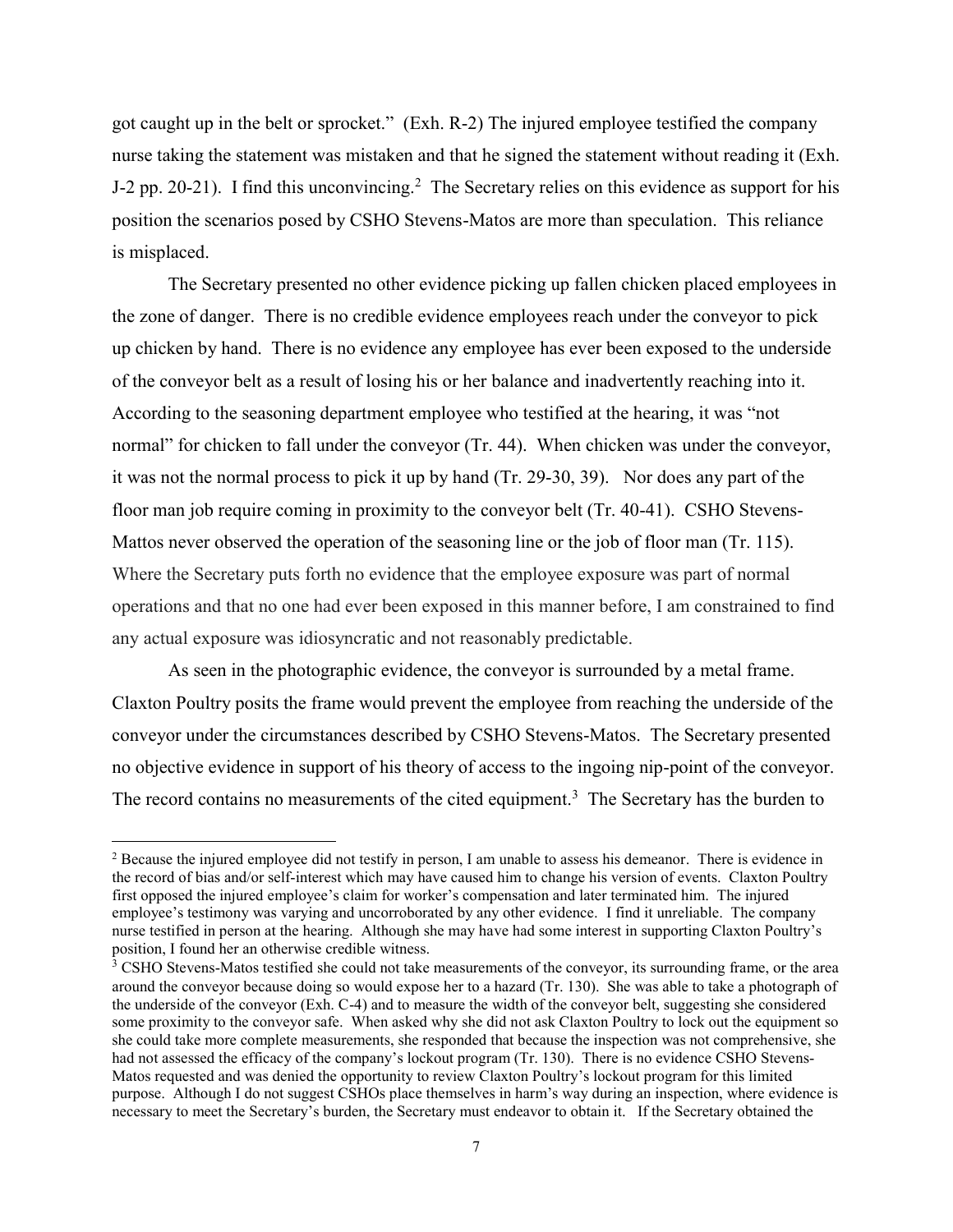got caught up in the belt or sprocket." (Exh. R-2) The injured employee testified the company nurse taking the statement was mistaken and that he signed the statement without reading it (Exh. J-2 pp. 20-21). I find this unconvincing.[2] The Secretary relies on this evidence as support for his position the scenarios posed by CSHO Stevens-Matos are more than speculation. This reliance is misplaced.

The Secretary presented no other evidence picking up fallen chicken placed employees in the zone of danger. There is no credible evidence employees reach under the conveyor to pick up chicken by hand. There is no evidence any employee has ever been exposed to the underside of the conveyor belt as a result of losing his or her balance and inadvertently reaching into it. According to the seasoning department employee who testified at the hearing, it was "not normal" for chicken to fall under the conveyor (Tr. 44). When chicken was under the conveyor, it was not the normal process to pick it up by hand (Tr. 29-30, 39). Nor does any part of the floor man job require coming in proximity to the conveyor belt (Tr. 40-41). CSHO Stevens-Mattos never observed the operation of the seasoning line or the job of floor man (Tr. 115). Where the Secretary puts forth no evidence that the employee exposure was part of normal operations and that no one had ever been exposed in this manner before, I am constrained to find any actual exposure was idiosyncratic and not reasonably predictable.

As seen in the photographic evidence, the conveyor is surrounded by a metal frame. Claxton Poultry posits the frame would prevent the employee from reaching the underside of the conveyor under the circumstances described by CSHO Stevens-Matos. The Secretary presented no objective evidence in support of his theory of access to the ingoing nip-point of the conveyor. The record contains no measurements of the cited equipment.[3] The Secretary has the burden to

---

[2] Because the injured employee did not testify in person, I am unable to assess his demeanor. There is evidence in the record of bias and/or self-interest which may have caused him to change his version of events. Claxton Poultry first opposed the injured employee's claim for worker's compensation and later terminated him. The injured employee's testimony was varying and uncorroborated by any other evidence. I find it unreliable. The company nurse testified in person at the hearing. Although she may have had some interest in supporting Claxton Poultry's position, I found her an otherwise credible witness.

[3] CSHO Stevens-Matos testified she could not take measurements of the conveyor, its surrounding frame, or the area around the conveyor because doing so would expose her to a hazard (Tr. 130). She was able to take a photograph of the underside of the conveyor (Exh. C-4) and to measure the width of the conveyor belt, suggesting she considered some proximity to the conveyor safe. When asked why she did not ask Claxton Poultry to lock out the equipment so she could take more complete measurements, she responded that because the inspection was not comprehensive, she had not assessed the efficacy of the company's lockout program (Tr. 130). There is no evidence CSHO Stevens-Matos requested and was denied the opportunity to review Claxton Poultry's lockout program for this limited purpose. Although I do not suggest CSHOs place themselves in harm's way during an inspection, where evidence is necessary to meet the Secretary's burden, the Secretary must endeavor to obtain it. If the Secretary obtained the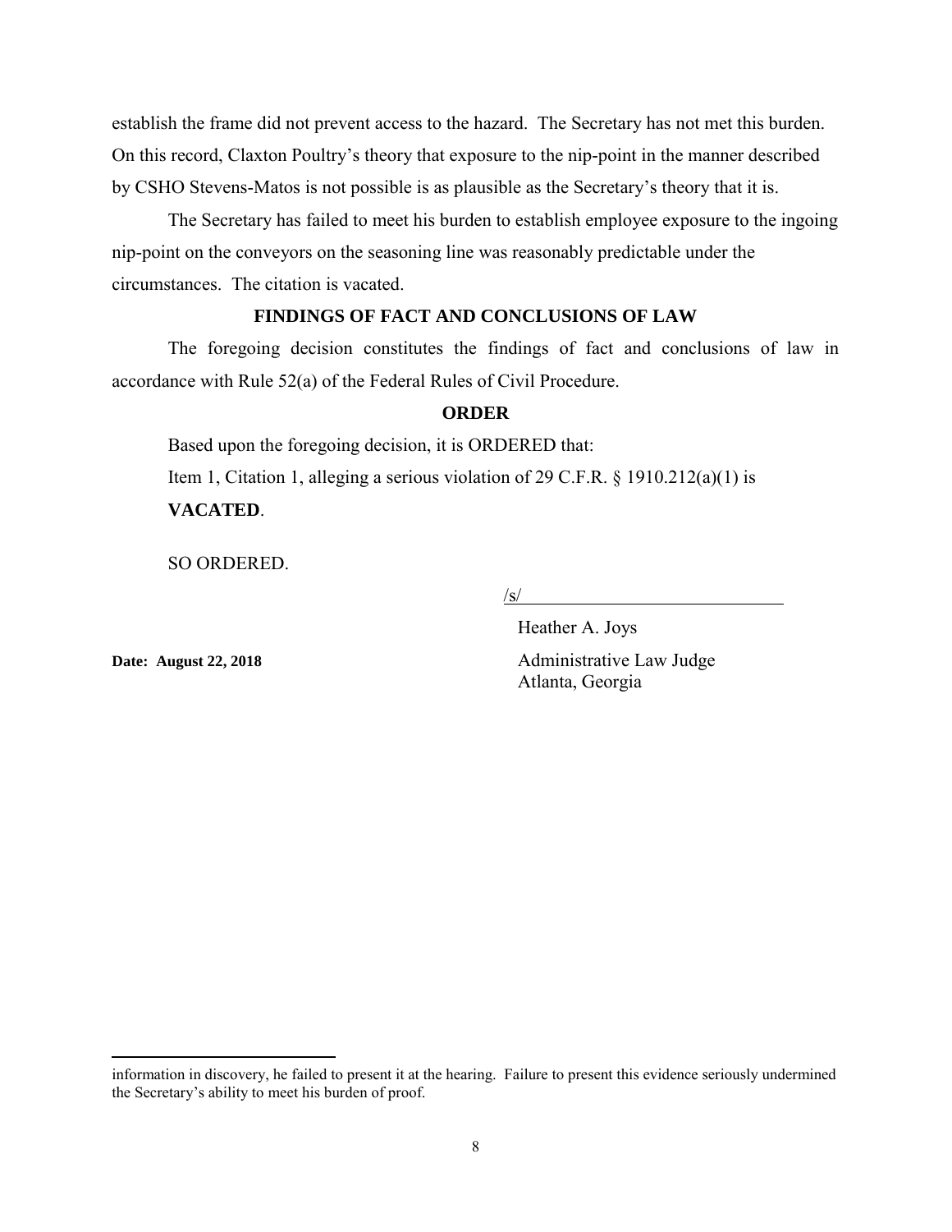establish the frame did not prevent access to the hazard. The Secretary has not met this burden. On this record, Claxton Poultry's theory that exposure to the nip-point in the manner described by CSHO Stevens-Matos is not possible is as plausible as the Secretary's theory that it is.

The Secretary has failed to meet his burden to establish employee exposure to the ingoing nip-point on the conveyors on the seasoning line was reasonably predictable under the circumstances. The citation is vacated.

## FINDINGS OF FACT AND CONCLUSIONS OF LAW

The foregoing decision constitutes the findings of fact and conclusions of law in accordance with Rule 52(a) of the Federal Rules of Civil Procedure.

## ORDER

Based upon the foregoing decision, it is ORDERED that:

Item 1, Citation 1, alleging a serious violation of 29 C.F.R. § 1910.212(a)(1) is **VACATED**.

SO ORDERED.

/s/

Heather A. Joys
Administrative Law Judge
Atlanta, Georgia

**Date: August 22, 2018**

---

information in discovery, he failed to present it at the hearing. Failure to present this evidence seriously undermined the Secretary's ability to meet his burden of proof.